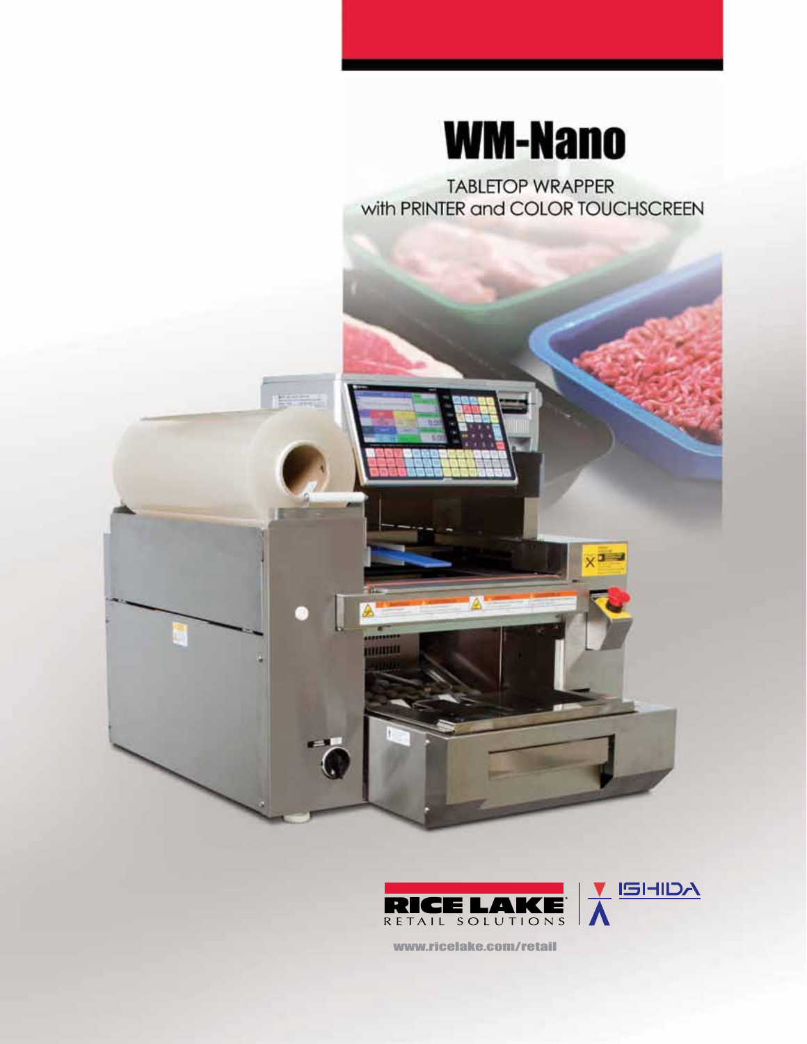# WM-Nano

TABLETOP WRAPPER
with PRINTER and COLOR TOUCHSCREEN

RICE LAKE RETAIL SOLUTIONS | ISHIDA

www.ricelake.com/retail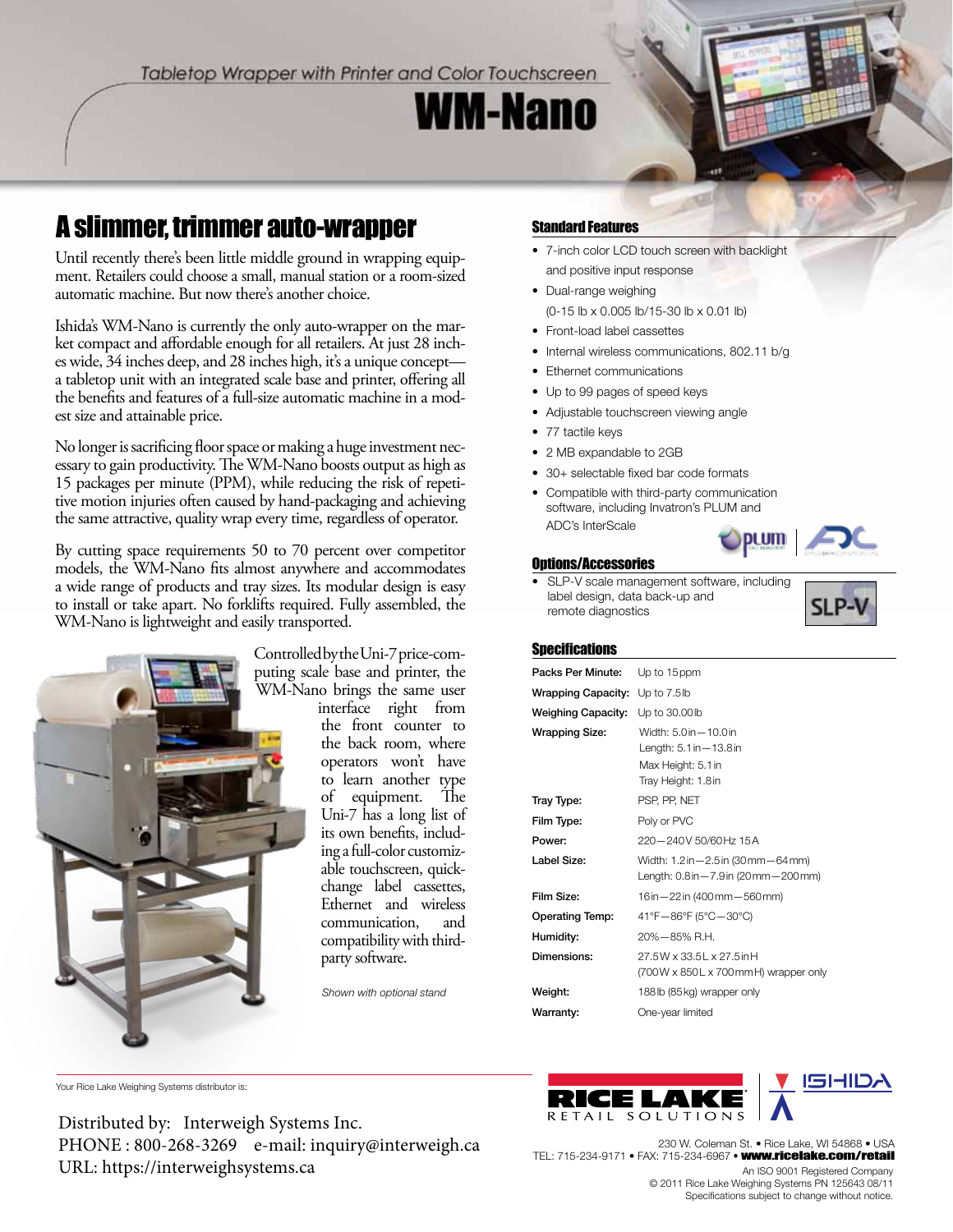Tabletop Wrapper with Printer and Color Touchscreen

# WM-Nano

## A slimmer, trimmer auto-wrapper

Until recently there's been little middle ground in wrapping equipment. Retailers could choose a small, manual station or a room-sized automatic machine. But now there's another choice.

Ishida's WM-Nano is currently the only auto-wrapper on the market compact and affordable enough for all retailers. At just 28 inches wide, 34 inches deep, and 28 inches high, it's a unique concept—a tabletop unit with an integrated scale base and printer, offering all the benefits and features of a full-size automatic machine in a modest size and attainable price.

No longer is sacrificing floor space or making a huge investment necessary to gain productivity. The WM-Nano boosts output as high as 15 packages per minute (PPM), while reducing the risk of repetitive motion injuries often caused by hand-packaging and achieving the same attractive, quality wrap every time, regardless of operator.

By cutting space requirements 50 to 70 percent over competitor models, the WM-Nano fits almost anywhere and accommodates a wide range of products and tray sizes. Its modular design is easy to install or take apart. No forklifts required. Fully assembled, the WM-Nano is lightweight and easily transported.

Controlled by the Uni-7 price-computing scale base and printer, the WM-Nano brings the same user interface right from the front counter to the back room, where operators won't have to learn another type of equipment. The Uni-7 has a long list of its own benefits, including a full-color customizable touchscreen, quick-change label cassettes, Ethernet and wireless communication, and compatibility with third-party software.

*Shown with optional stand*

### Standard Features

- 7-inch color LCD touch screen with backlight and positive input response
- Dual-range weighing (0-15 lb x 0.005 lb/15-30 lb x 0.01 lb)
- Front-load label cassettes
- Internal wireless communications, 802.11 b/g
- Ethernet communications
- Up to 99 pages of speed keys
- Adjustable touchscreen viewing angle
- 77 tactile keys
- 2 MB expandable to 2GB
- 30+ selectable fixed bar code formats
- Compatible with third-party communication software, including Invatron's PLUM and ADC's InterScale

### Options/Accessories

- SLP-V scale management software, including label design, data back-up and remote diagnostics

### Specifications

| | |
|---|---|
| **Packs Per Minute:** | Up to 15 ppm |
| **Wrapping Capacity:** | Up to 7.5 lb |
| **Weighing Capacity:** | Up to 30.00 lb |
| **Wrapping Size:** | Width: 5.0 in—10.0 in<br>Length: 5.1 in—13.8 in<br>Max Height: 5.1 in<br>Tray Height: 1.8 in |
| **Tray Type:** | PSP, PP, NET |
| **Film Type:** | Poly or PVC |
| **Power:** | 220—240 V 50/60 Hz 15 A |
| **Label Size:** | Width: 1.2 in—2.5 in (30 mm—64 mm)<br>Length: 0.8 in—7.9 in (20 mm—200 mm) |
| **Film Size:** | 16 in—22 in (400 mm—560 mm) |
| **Operating Temp:** | 41°F—86°F (5°C—30°C) |
| **Humidity:** | 20%—85% R.H. |
| **Dimensions:** | 27.5 W x 33.5 L x 27.5 in H<br>(700 W x 850 L x 700 mm H) wrapper only |
| **Weight:** | 188 lb (85 kg) wrapper only |
| **Warranty:** | One-year limited |

Your Rice Lake Weighing Systems distributor is:

Distributed by: Interweigh Systems Inc.
PHONE : 800-268-3269 e-mail: inquiry@interweigh.ca
URL: https://interweighsystems.ca

RICE LAKE RETAIL SOLUTIONS | ISHIDA

230 W. Coleman St. • Rice Lake, WI 54868 • USA
TEL: 715-234-9171 • FAX: 715-234-6967 • **www.ricelake.com/retail**
An ISO 9001 Registered Company
© 2011 Rice Lake Weighing Systems PN 125643 08/11
Specifications subject to change without notice.